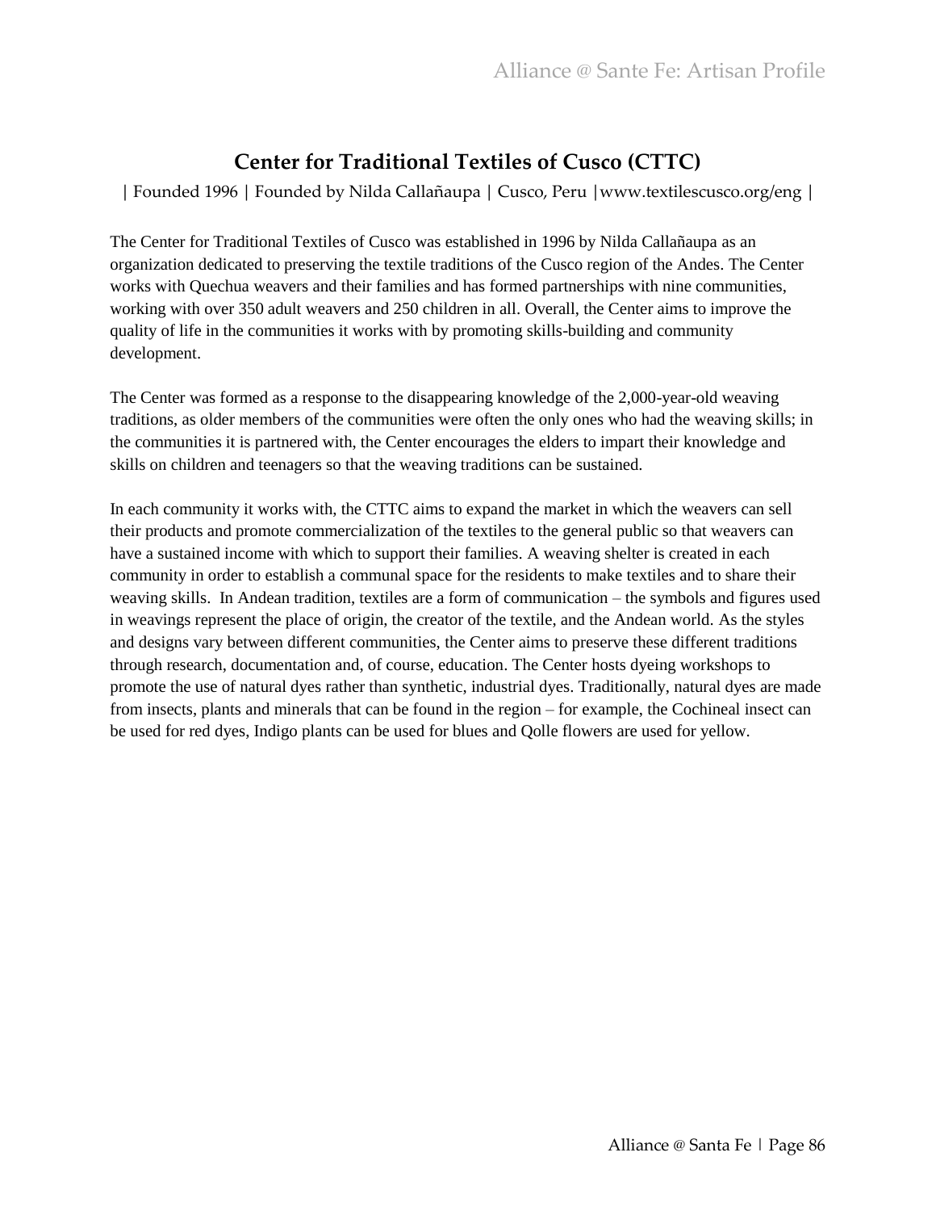# Center for Traditional Textiles of Cusco (CTTC)

| Founded 1996 | Founded by Nilda Callañaupa | Cusco, Peru |www.textilescusco.org/eng |

The Center for Traditional Textiles of Cusco was established in 1996 by Nilda Callañaupa as an organization dedicated to preserving the textile traditions of the Cusco region of the Andes. The Center works with Quechua weavers and their families and has formed partnerships with nine communities, working with over 350 adult weavers and 250 children in all. Overall, the Center aims to improve the quality of life in the communities it works with by promoting skills-building and community development.

The Center was formed as a response to the disappearing knowledge of the 2,000-year-old weaving traditions, as older members of the communities were often the only ones who had the weaving skills; in the communities it is partnered with, the Center encourages the elders to impart their knowledge and skills on children and teenagers so that the weaving traditions can be sustained.

In each community it works with, the CTTC aims to expand the market in which the weavers can sell their products and promote commercialization of the textiles to the general public so that weavers can have a sustained income with which to support their families. A weaving shelter is created in each community in order to establish a communal space for the residents to make textiles and to share their weaving skills. In Andean tradition, textiles are a form of communication – the symbols and figures used in weavings represent the place of origin, the creator of the textile, and the Andean world. As the styles and designs vary between different communities, the Center aims to preserve these different traditions through research, documentation and, of course, education. The Center hosts dyeing workshops to promote the use of natural dyes rather than synthetic, industrial dyes. Traditionally, natural dyes are made from insects, plants and minerals that can be found in the region – for example, the Cochineal insect can be used for red dyes, Indigo plants can be used for blues and Qolle flowers are used for yellow.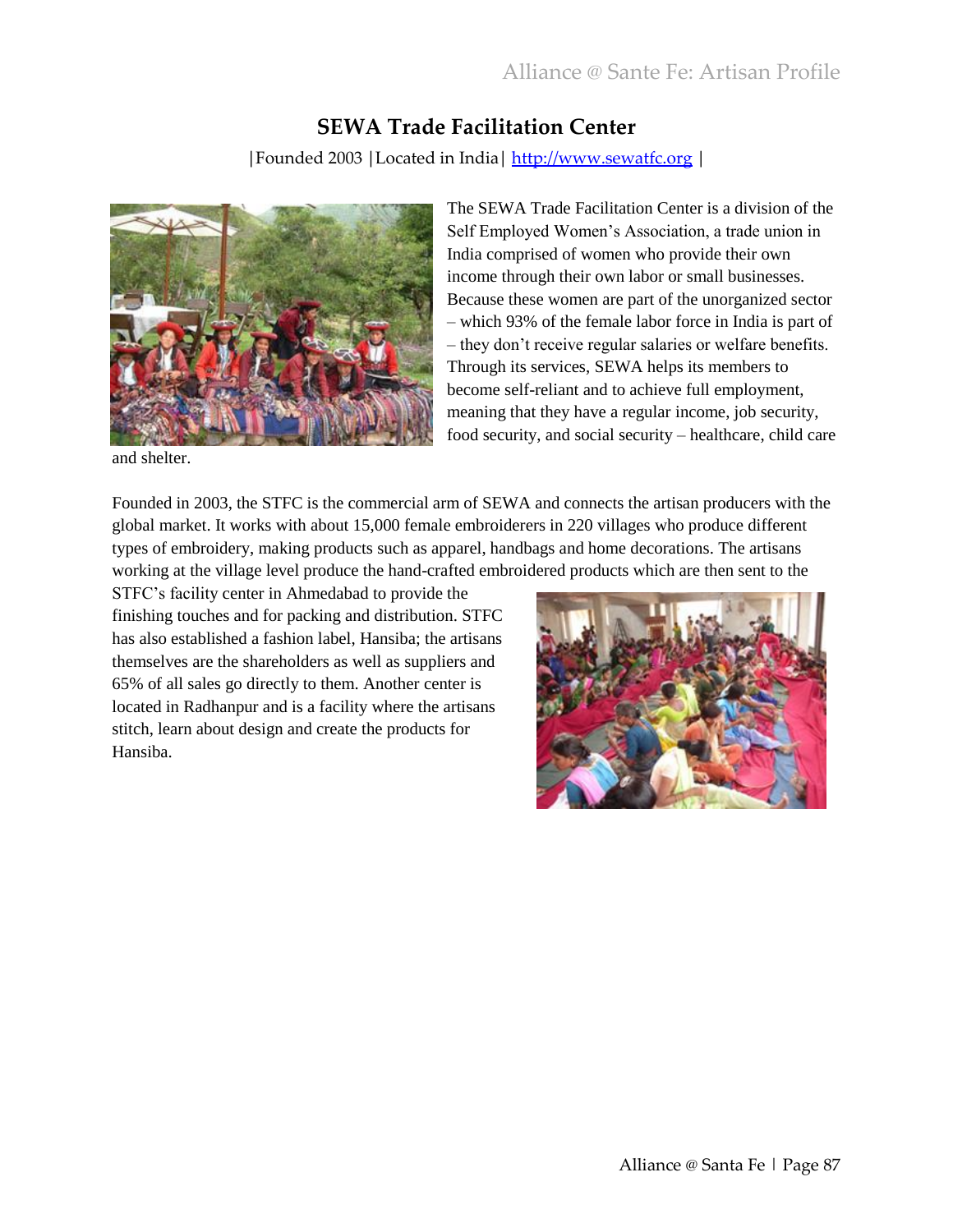## SEWA Trade Facilitation Center

|Founded 2003 |Located in India| http://www.sewatfc.org |

The SEWA Trade Facilitation Center is a division of the Self Employed Women's Association, a trade union in India comprised of women who provide their own income through their own labor or small businesses. Because these women are part of the unorganized sector – which 93% of the female labor force in India is part of – they don't receive regular salaries or welfare benefits. Through its services, SEWA helps its members to become self-reliant and to achieve full employment, meaning that they have a regular income, job security, food security, and social security – healthcare, child care and shelter.

Founded in 2003, the STFC is the commercial arm of SEWA and connects the artisan producers with the global market. It works with about 15,000 female embroiderers in 220 villages who produce different types of embroidery, making products such as apparel, handbags and home decorations. The artisans working at the village level produce the hand-crafted embroidered products which are then sent to the STFC's facility center in Ahmedabad to provide the finishing touches and for packing and distribution. STFC has also established a fashion label, Hansiba; the artisans themselves are the shareholders as well as suppliers and 65% of all sales go directly to them. Another center is located in Radhanpur and is a facility where the artisans stitch, learn about design and create the products for Hansiba.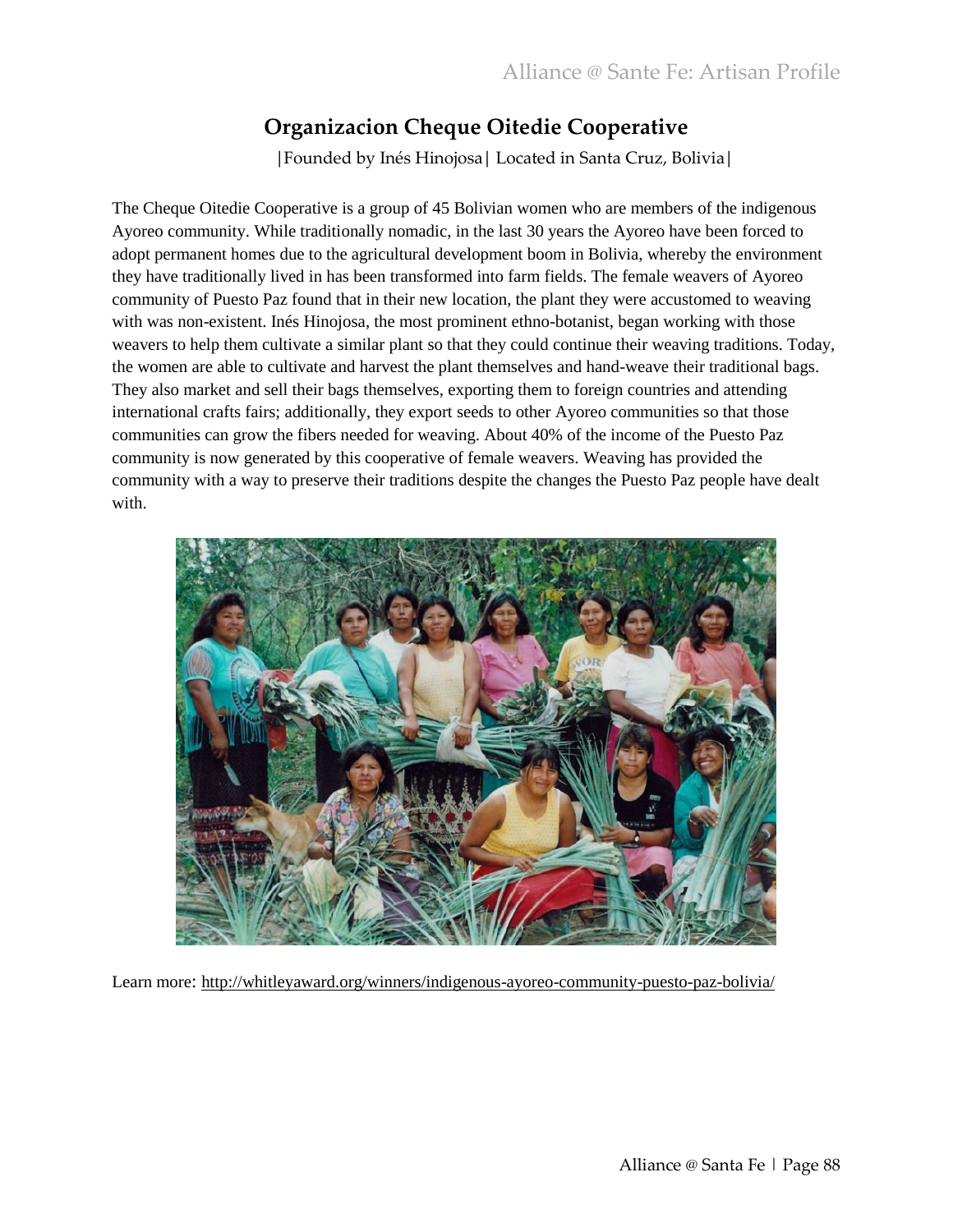## Organizacion Cheque Oitedie Cooperative

|Founded by Inés Hinojosa| Located in Santa Cruz, Bolivia|

The Cheque Oitedie Cooperative is a group of 45 Bolivian women who are members of the indigenous Ayoreo community. While traditionally nomadic, in the last 30 years the Ayoreo have been forced to adopt permanent homes due to the agricultural development boom in Bolivia, whereby the environment they have traditionally lived in has been transformed into farm fields. The female weavers of Ayoreo community of Puesto Paz found that in their new location, the plant they were accustomed to weaving with was non-existent. Inés Hinojosa, the most prominent ethno-botanist, began working with those weavers to help them cultivate a similar plant so that they could continue their weaving traditions. Today, the women are able to cultivate and harvest the plant themselves and hand-weave their traditional bags. They also market and sell their bags themselves, exporting them to foreign countries and attending international crafts fairs; additionally, they export seeds to other Ayoreo communities so that those communities can grow the fibers needed for weaving. About 40% of the income of the Puesto Paz community is now generated by this cooperative of female weavers. Weaving has provided the community with a way to preserve their traditions despite the changes the Puesto Paz people have dealt with.

Learn more: http://whitleyaward.org/winners/indigenous-ayoreo-community-puesto-paz-bolivia/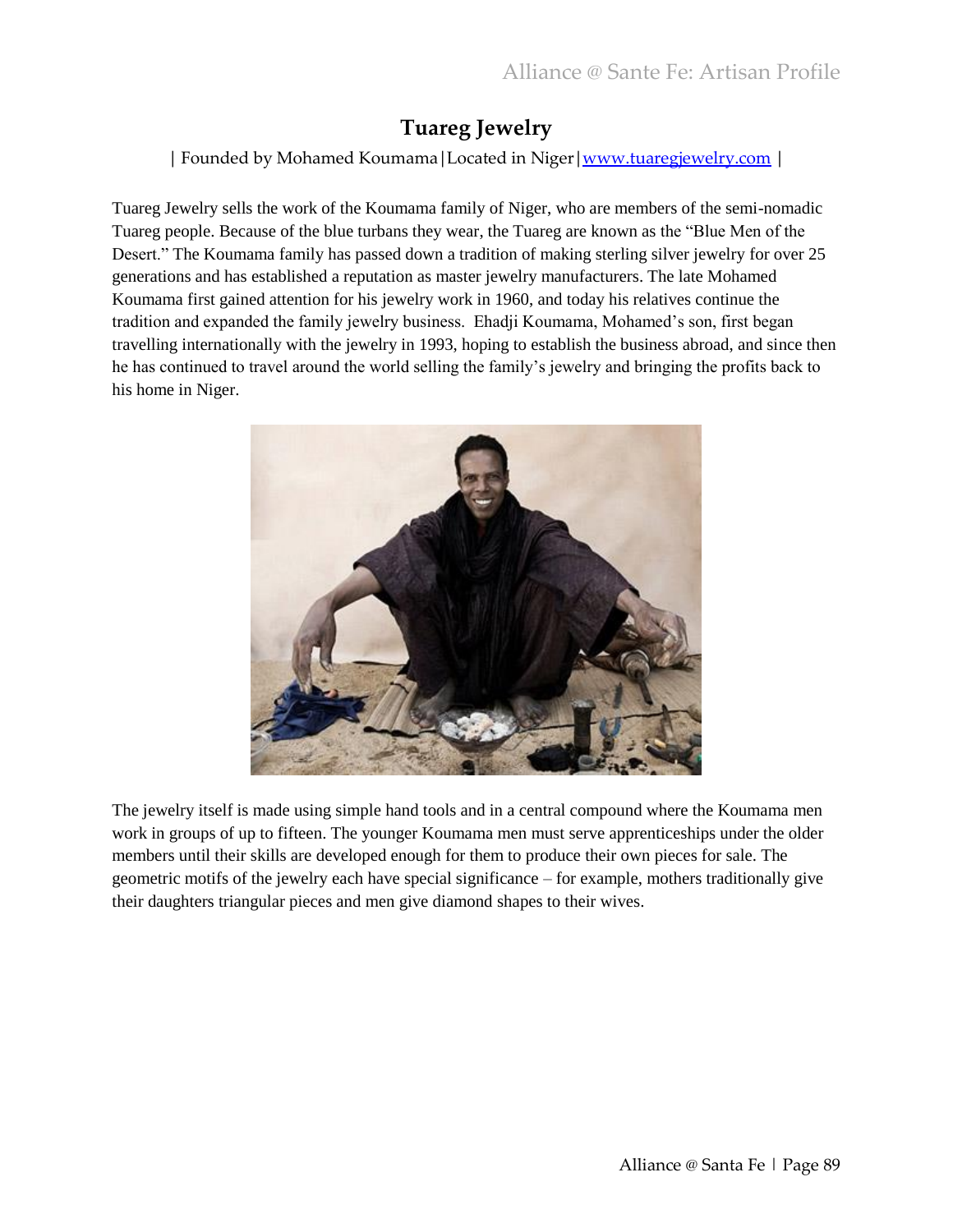# Tuareg Jewelry

| Founded by Mohamed Koumama | Located in Niger | [www.tuaregjewelry.com](www.tuaregjewelry.com) |

Tuareg Jewelry sells the work of the Koumama family of Niger, who are members of the semi-nomadic Tuareg people. Because of the blue turbans they wear, the Tuareg are known as the "Blue Men of the Desert." The Koumama family has passed down a tradition of making sterling silver jewelry for over 25 generations and has established a reputation as master jewelry manufacturers. The late Mohamed Koumama first gained attention for his jewelry work in 1960, and today his relatives continue the tradition and expanded the family jewelry business. Ehadji Koumama, Mohamed's son, first began travelling internationally with the jewelry in 1993, hoping to establish the business abroad, and since then he has continued to travel around the world selling the family's jewelry and bringing the profits back to his home in Niger.

The jewelry itself is made using simple hand tools and in a central compound where the Koumama men work in groups of up to fifteen. The younger Koumama men must serve apprenticeships under the older members until their skills are developed enough for them to produce their own pieces for sale. The geometric motifs of the jewelry each have special significance – for example, mothers traditionally give their daughters triangular pieces and men give diamond shapes to their wives.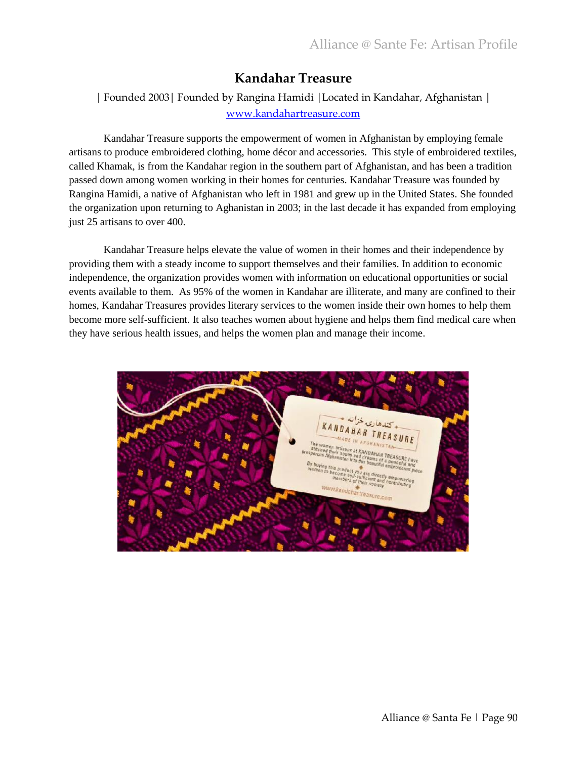# Kandahar Treasure

| Founded 2003| Founded by Rangina Hamidi |Located in Kandahar, Afghanistan |
www.kandahartreasure.com

Kandahar Treasure supports the empowerment of women in Afghanistan by employing female artisans to produce embroidered clothing, home décor and accessories. This style of embroidered textiles, called Khamak, is from the Kandahar region in the southern part of Afghanistan, and has been a tradition passed down among women working in their homes for centuries. Kandahar Treasure was founded by Rangina Hamidi, a native of Afghanistan who left in 1981 and grew up in the United States. She founded the organization upon returning to Aghanistan in 2003; in the last decade it has expanded from employing just 25 artisans to over 400.

Kandahar Treasure helps elevate the value of women in their homes and their independence by providing them with a steady income to support themselves and their families. In addition to economic independence, the organization provides women with information on educational opportunities or social events available to them. As 95% of the women in Kandahar are illiterate, and many are confined to their homes, Kandahar Treasures provides literary services to the women inside their own homes to help them become more self-sufficient. It also teaches women about hygiene and helps them find medical care when they have serious health issues, and helps the women plan and manage their income.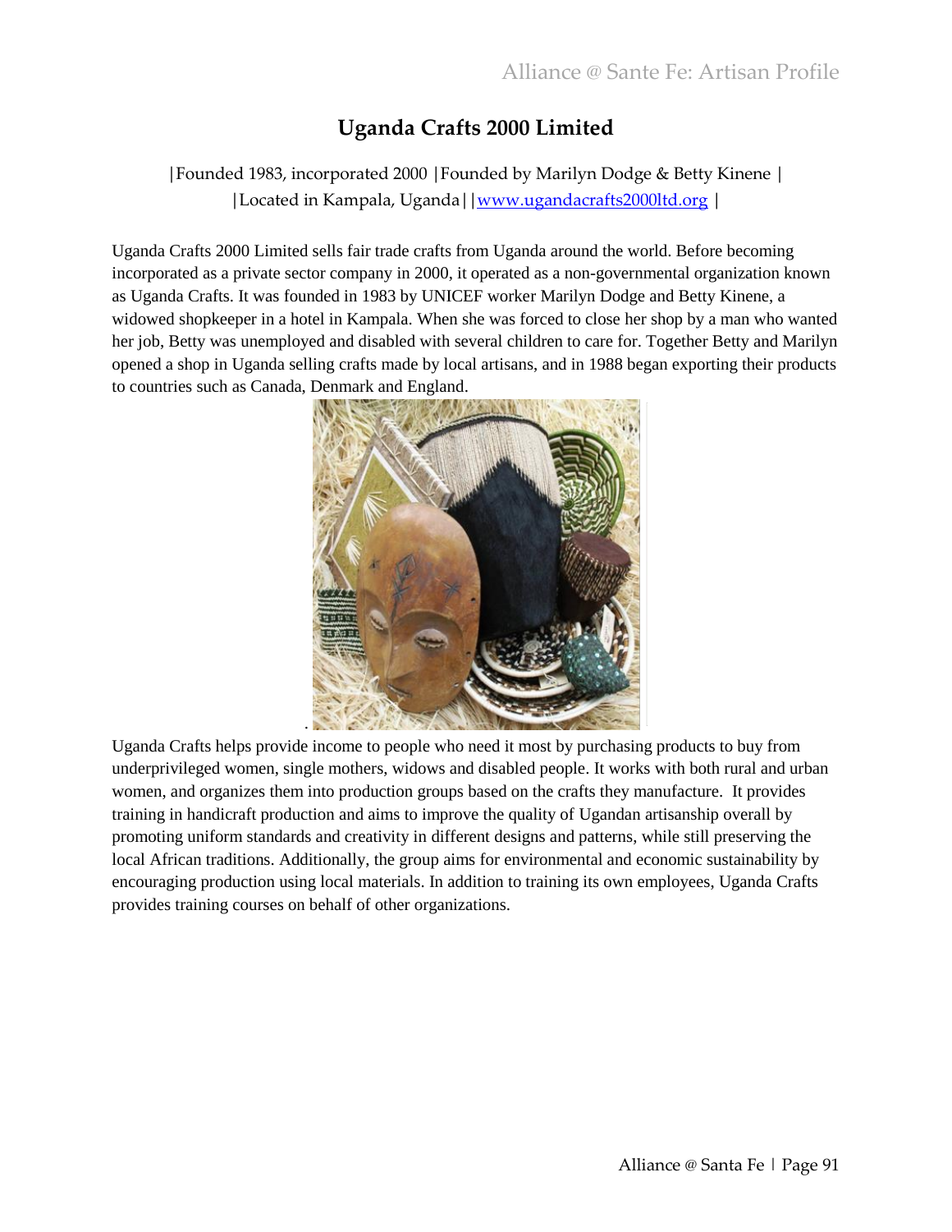# Uganda Crafts 2000 Limited

|Founded 1983, incorporated 2000 |Founded by Marilyn Dodge & Betty Kinene |
|Located in Kampala, Uganda||www.ugandacrafts2000ltd.org |

Uganda Crafts 2000 Limited sells fair trade crafts from Uganda around the world. Before becoming incorporated as a private sector company in 2000, it operated as a non-governmental organization known as Uganda Crafts. It was founded in 1983 by UNICEF worker Marilyn Dodge and Betty Kinene, a widowed shopkeeper in a hotel in Kampala. When she was forced to close her shop by a man who wanted her job, Betty was unemployed and disabled with several children to care for. Together Betty and Marilyn opened a shop in Uganda selling crafts made by local artisans, and in 1988 began exporting their products to countries such as Canada, Denmark and England.

Uganda Crafts helps provide income to people who need it most by purchasing products to buy from underprivileged women, single mothers, widows and disabled people. It works with both rural and urban women, and organizes them into production groups based on the crafts they manufacture. It provides training in handicraft production and aims to improve the quality of Ugandan artisanship overall by promoting uniform standards and creativity in different designs and patterns, while still preserving the local African traditions. Additionally, the group aims for environmental and economic sustainability by encouraging production using local materials. In addition to training its own employees, Uganda Crafts provides training courses on behalf of other organizations.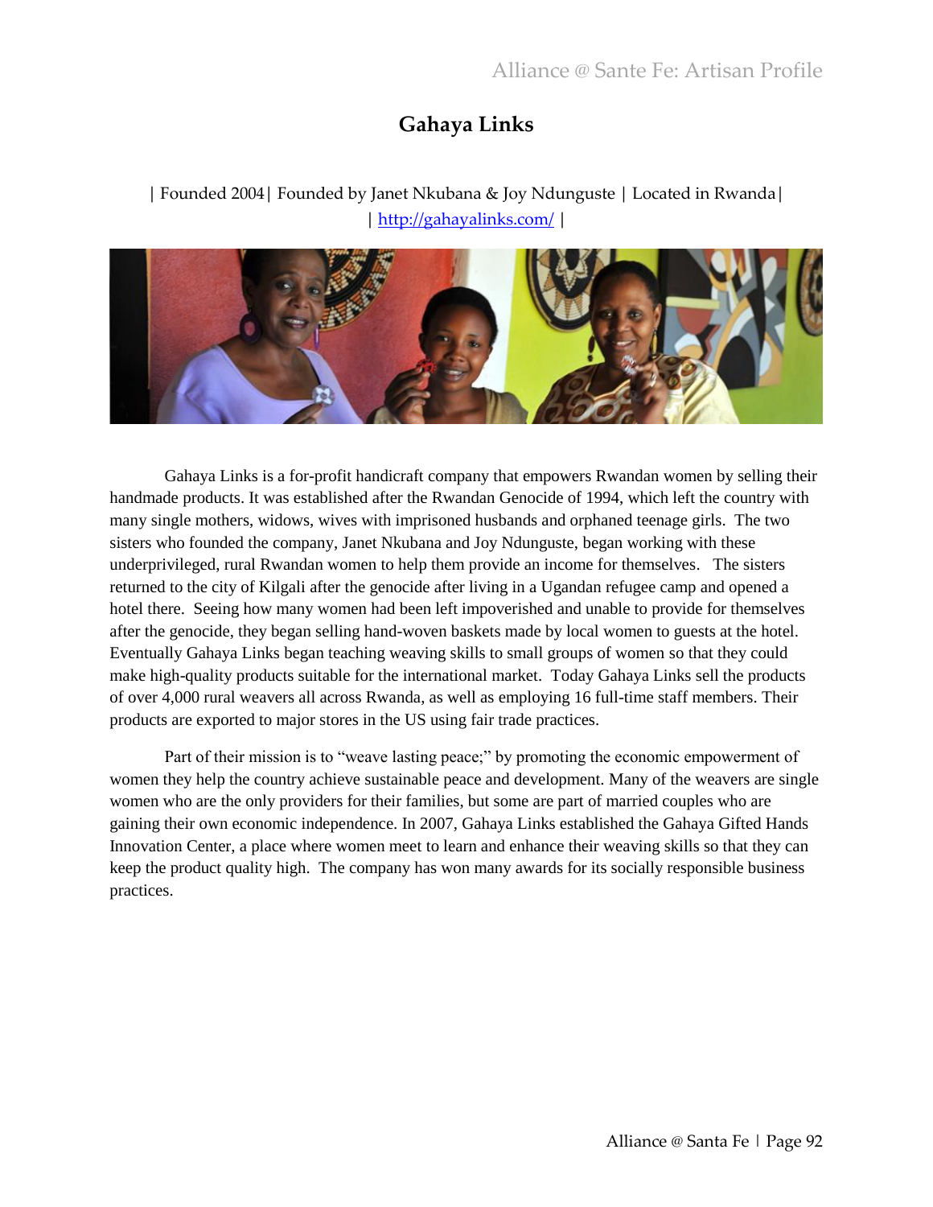# Gahaya Links

| Founded 2004| Founded by Janet Nkubana & Joy Ndunguste | Located in Rwanda|
| http://gahayalinks.com/ |

Gahaya Links is a for-profit handicraft company that empowers Rwandan women by selling their handmade products. It was established after the Rwandan Genocide of 1994, which left the country with many single mothers, widows, wives with imprisoned husbands and orphaned teenage girls. The two sisters who founded the company, Janet Nkubana and Joy Ndunguste, began working with these underprivileged, rural Rwandan women to help them provide an income for themselves. The sisters returned to the city of Kilgali after the genocide after living in a Ugandan refugee camp and opened a hotel there. Seeing how many women had been left impoverished and unable to provide for themselves after the genocide, they began selling hand-woven baskets made by local women to guests at the hotel. Eventually Gahaya Links began teaching weaving skills to small groups of women so that they could make high-quality products suitable for the international market. Today Gahaya Links sell the products of over 4,000 rural weavers all across Rwanda, as well as employing 16 full-time staff members. Their products are exported to major stores in the US using fair trade practices.

Part of their mission is to "weave lasting peace;" by promoting the economic empowerment of women they help the country achieve sustainable peace and development. Many of the weavers are single women who are the only providers for their families, but some are part of married couples who are gaining their own economic independence. In 2007, Gahaya Links established the Gahaya Gifted Hands Innovation Center, a place where women meet to learn and enhance their weaving skills so that they can keep the product quality high. The company has won many awards for its socially responsible business practices.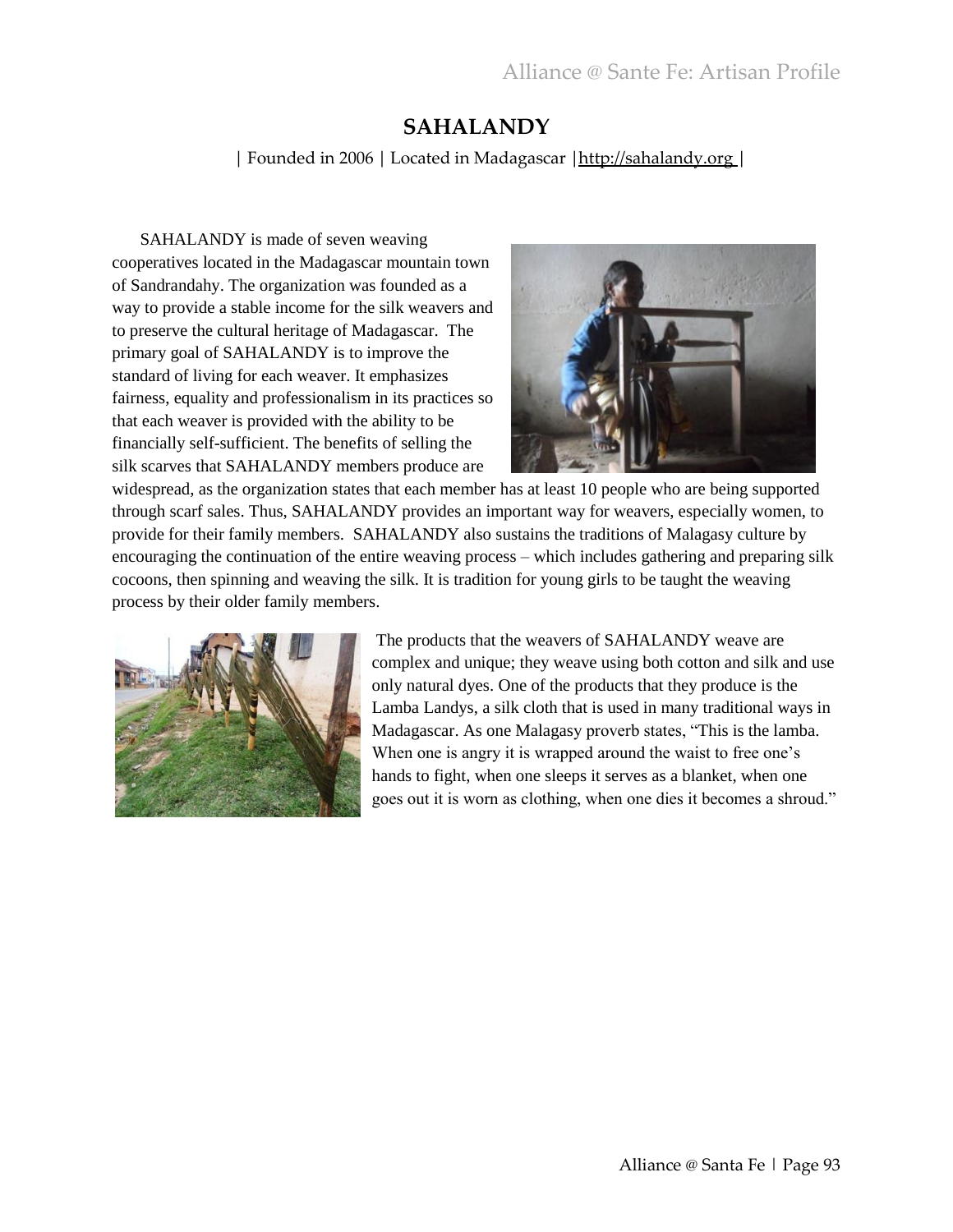# SAHALANDY

| Founded in 2006 | Located in Madagascar |http://sahalandy.org |

SAHALANDY is made of seven weaving cooperatives located in the Madagascar mountain town of Sandrandahy. The organization was founded as a way to provide a stable income for the silk weavers and to preserve the cultural heritage of Madagascar. The primary goal of SAHALANDY is to improve the standard of living for each weaver. It emphasizes fairness, equality and professionalism in its practices so that each weaver is provided with the ability to be financially self-sufficient. The benefits of selling the silk scarves that SAHALANDY members produce are widespread, as the organization states that each member has at least 10 people who are being supported through scarf sales. Thus, SAHALANDY provides an important way for weavers, especially women, to provide for their family members. SAHALANDY also sustains the traditions of Malagasy culture by encouraging the continuation of the entire weaving process – which includes gathering and preparing silk cocoons, then spinning and weaving the silk. It is tradition for young girls to be taught the weaving process by their older family members.

The products that the weavers of SAHALANDY weave are complex and unique; they weave using both cotton and silk and use only natural dyes. One of the products that they produce is the Lamba Landys, a silk cloth that is used in many traditional ways in Madagascar. As one Malagasy proverb states, "This is the lamba. When one is angry it is wrapped around the waist to free one's hands to fight, when one sleeps it serves as a blanket, when one goes out it is worn as clothing, when one dies it becomes a shroud."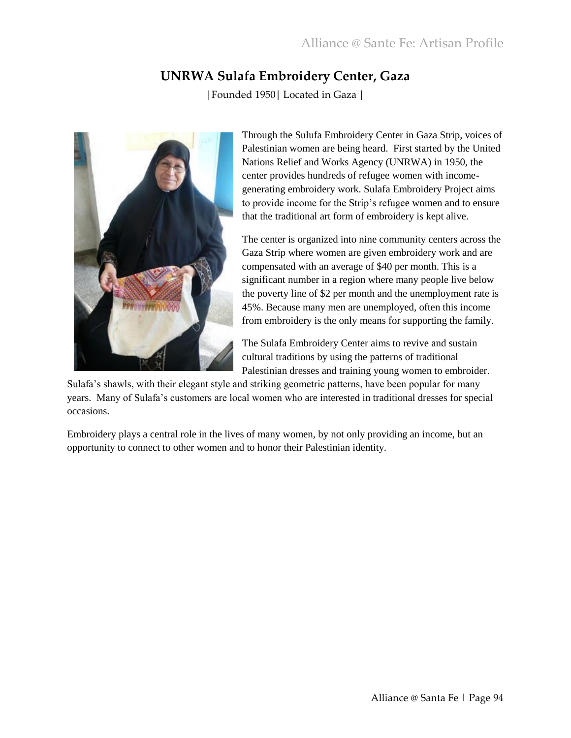# UNRWA Sulafa Embroidery Center, Gaza

|Founded 1950| Located in Gaza |

Through the Sulufa Embroidery Center in Gaza Strip, voices of Palestinian women are being heard. First started by the United Nations Relief and Works Agency (UNRWA) in 1950, the center provides hundreds of refugee women with income-generating embroidery work. Sulafa Embroidery Project aims to provide income for the Strip's refugee women and to ensure that the traditional art form of embroidery is kept alive.

The center is organized into nine community centers across the Gaza Strip where women are given embroidery work and are compensated with an average of $40 per month. This is a significant number in a region where many people live below the poverty line of $2 per month and the unemployment rate is 45%. Because many men are unemployed, often this income from embroidery is the only means for supporting the family.

The Sulafa Embroidery Center aims to revive and sustain cultural traditions by using the patterns of traditional Palestinian dresses and training young women to embroider. Sulafa's shawls, with their elegant style and striking geometric patterns, have been popular for many years. Many of Sulafa's customers are local women who are interested in traditional dresses for special occasions.

Embroidery plays a central role in the lives of many women, by not only providing an income, but an opportunity to connect to other women and to honor their Palestinian identity.